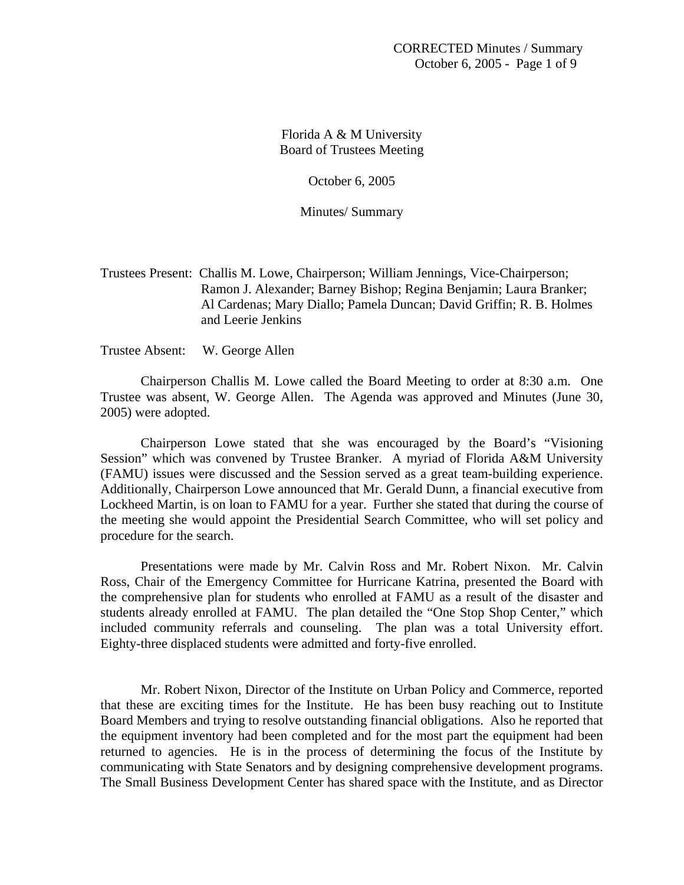Florida A & M University
Board of Trustees Meeting

October 6, 2005

Minutes/ Summary

Trustees Present: Challis M. Lowe, Chairperson; William Jennings, Vice-Chairperson; Ramon J. Alexander; Barney Bishop; Regina Benjamin; Laura Branker; Al Cardenas; Mary Diallo; Pamela Duncan; David Griffin; R. B. Holmes and Leerie Jenkins

Trustee Absent: W. George Allen

Chairperson Challis M. Lowe called the Board Meeting to order at 8:30 a.m. One Trustee was absent, W. George Allen. The Agenda was approved and Minutes (June 30, 2005) were adopted.

Chairperson Lowe stated that she was encouraged by the Board's "Visioning Session" which was convened by Trustee Branker. A myriad of Florida A&M University (FAMU) issues were discussed and the Session served as a great team-building experience. Additionally, Chairperson Lowe announced that Mr. Gerald Dunn, a financial executive from Lockheed Martin, is on loan to FAMU for a year. Further she stated that during the course of the meeting she would appoint the Presidential Search Committee, who will set policy and procedure for the search.

Presentations were made by Mr. Calvin Ross and Mr. Robert Nixon. Mr. Calvin Ross, Chair of the Emergency Committee for Hurricane Katrina, presented the Board with the comprehensive plan for students who enrolled at FAMU as a result of the disaster and students already enrolled at FAMU. The plan detailed the "One Stop Shop Center," which included community referrals and counseling. The plan was a total University effort. Eighty-three displaced students were admitted and forty-five enrolled.

Mr. Robert Nixon, Director of the Institute on Urban Policy and Commerce, reported that these are exciting times for the Institute. He has been busy reaching out to Institute Board Members and trying to resolve outstanding financial obligations. Also he reported that the equipment inventory had been completed and for the most part the equipment had been returned to agencies. He is in the process of determining the focus of the Institute by communicating with State Senators and by designing comprehensive development programs. The Small Business Development Center has shared space with the Institute, and as Director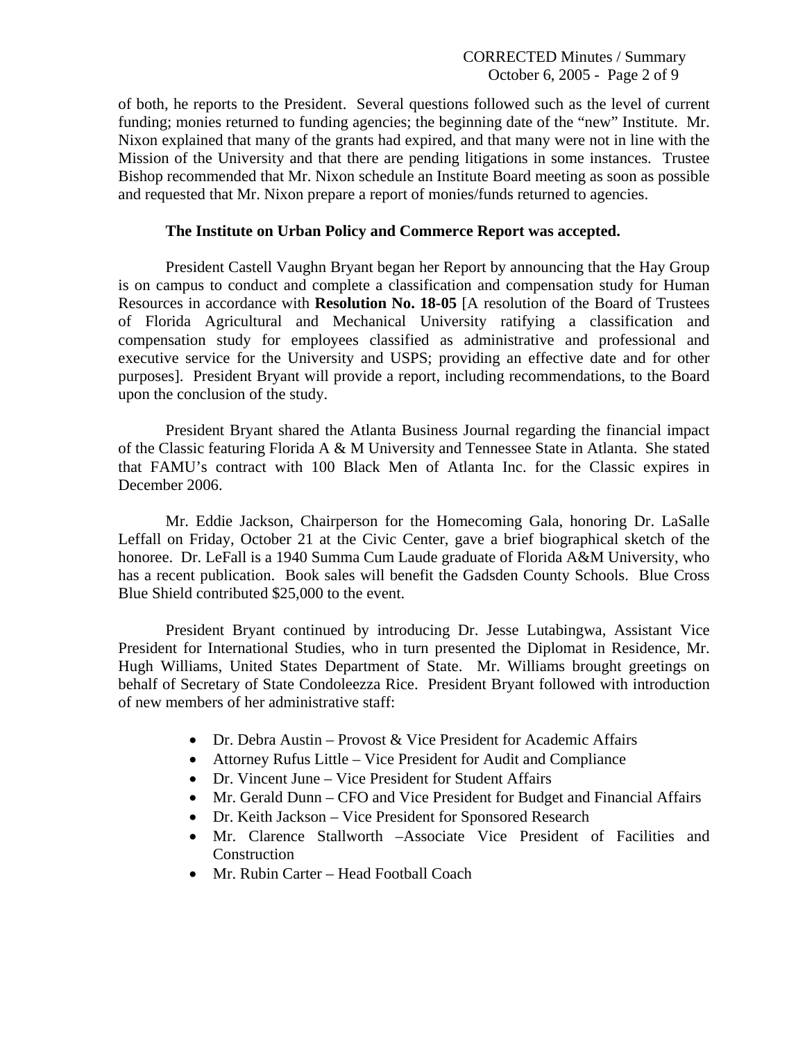of both, he reports to the President. Several questions followed such as the level of current funding; monies returned to funding agencies; the beginning date of the "new" Institute. Mr. Nixon explained that many of the grants had expired, and that many were not in line with the Mission of the University and that there are pending litigations in some instances. Trustee Bishop recommended that Mr. Nixon schedule an Institute Board meeting as soon as possible and requested that Mr. Nixon prepare a report of monies/funds returned to agencies.

**The Institute on Urban Policy and Commerce Report was accepted.**

President Castell Vaughn Bryant began her Report by announcing that the Hay Group is on campus to conduct and complete a classification and compensation study for Human Resources in accordance with **Resolution No. 18-05** [A resolution of the Board of Trustees of Florida Agricultural and Mechanical University ratifying a classification and compensation study for employees classified as administrative and professional and executive service for the University and USPS; providing an effective date and for other purposes]. President Bryant will provide a report, including recommendations, to the Board upon the conclusion of the study.

President Bryant shared the Atlanta Business Journal regarding the financial impact of the Classic featuring Florida A & M University and Tennessee State in Atlanta. She stated that FAMU's contract with 100 Black Men of Atlanta Inc. for the Classic expires in December 2006.

Mr. Eddie Jackson, Chairperson for the Homecoming Gala, honoring Dr. LaSalle Leffall on Friday, October 21 at the Civic Center, gave a brief biographical sketch of the honoree. Dr. LeFall is a 1940 Summa Cum Laude graduate of Florida A&M University, who has a recent publication. Book sales will benefit the Gadsden County Schools. Blue Cross Blue Shield contributed $25,000 to the event.

President Bryant continued by introducing Dr. Jesse Lutabingwa, Assistant Vice President for International Studies, who in turn presented the Diplomat in Residence, Mr. Hugh Williams, United States Department of State. Mr. Williams brought greetings on behalf of Secretary of State Condoleezza Rice. President Bryant followed with introduction of new members of her administrative staff:

- Dr. Debra Austin – Provost & Vice President for Academic Affairs
- Attorney Rufus Little – Vice President for Audit and Compliance
- Dr. Vincent June – Vice President for Student Affairs
- Mr. Gerald Dunn – CFO and Vice President for Budget and Financial Affairs
- Dr. Keith Jackson – Vice President for Sponsored Research
- Mr. Clarence Stallworth –Associate Vice President of Facilities and Construction
- Mr. Rubin Carter – Head Football Coach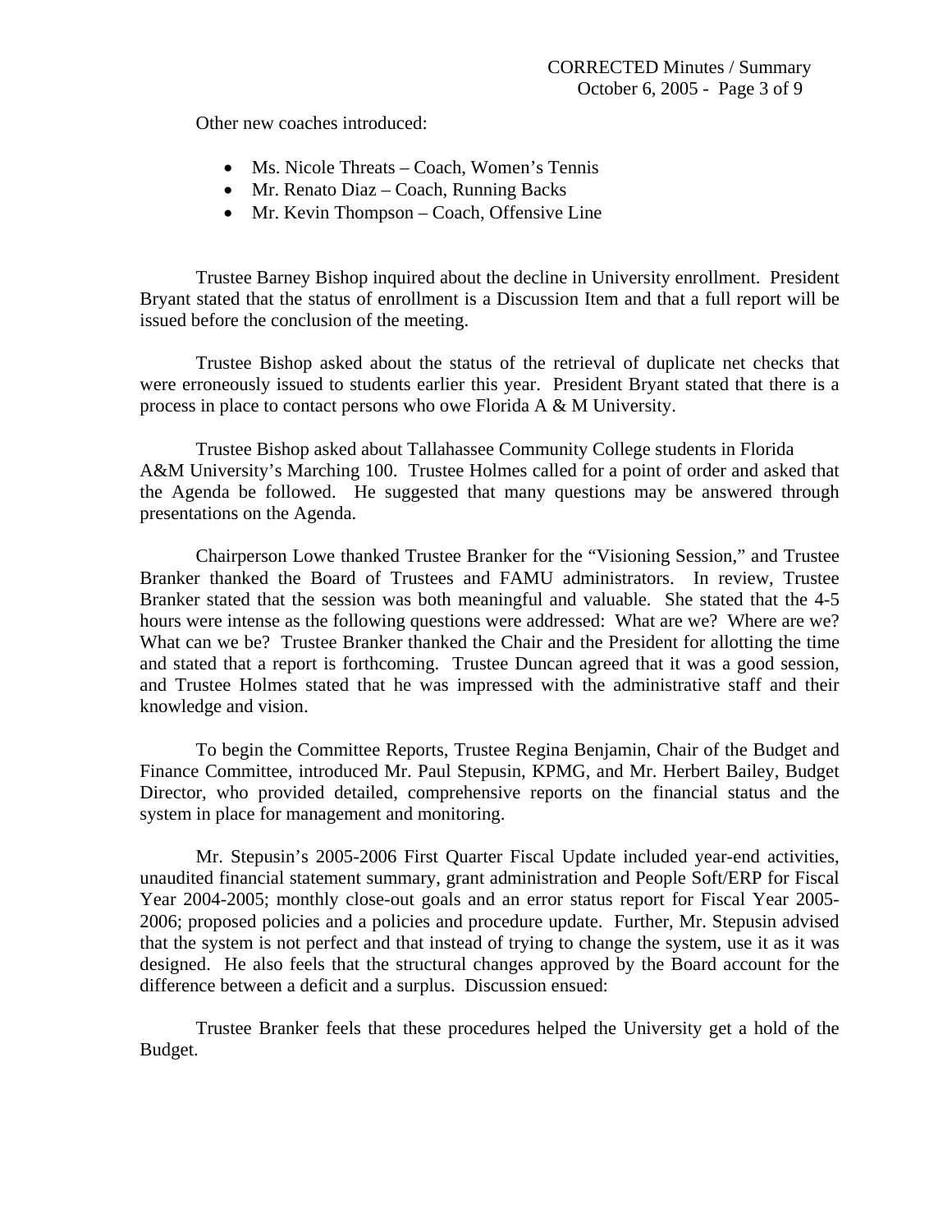Other new coaches introduced:

- Ms. Nicole Threats – Coach, Women's Tennis
- Mr. Renato Diaz – Coach, Running Backs
- Mr. Kevin Thompson – Coach, Offensive Line

Trustee Barney Bishop inquired about the decline in University enrollment. President Bryant stated that the status of enrollment is a Discussion Item and that a full report will be issued before the conclusion of the meeting.

Trustee Bishop asked about the status of the retrieval of duplicate net checks that were erroneously issued to students earlier this year. President Bryant stated that there is a process in place to contact persons who owe Florida A & M University.

Trustee Bishop asked about Tallahassee Community College students in Florida A&M University's Marching 100. Trustee Holmes called for a point of order and asked that the Agenda be followed. He suggested that many questions may be answered through presentations on the Agenda.

Chairperson Lowe thanked Trustee Branker for the "Visioning Session," and Trustee Branker thanked the Board of Trustees and FAMU administrators. In review, Trustee Branker stated that the session was both meaningful and valuable. She stated that the 4-5 hours were intense as the following questions were addressed: What are we? Where are we? What can we be? Trustee Branker thanked the Chair and the President for allotting the time and stated that a report is forthcoming. Trustee Duncan agreed that it was a good session, and Trustee Holmes stated that he was impressed with the administrative staff and their knowledge and vision.

To begin the Committee Reports, Trustee Regina Benjamin, Chair of the Budget and Finance Committee, introduced Mr. Paul Stepusin, KPMG, and Mr. Herbert Bailey, Budget Director, who provided detailed, comprehensive reports on the financial status and the system in place for management and monitoring.

Mr. Stepusin's 2005-2006 First Quarter Fiscal Update included year-end activities, unaudited financial statement summary, grant administration and People Soft/ERP for Fiscal Year 2004-2005; monthly close-out goals and an error status report for Fiscal Year 2005-2006; proposed policies and a policies and procedure update. Further, Mr. Stepusin advised that the system is not perfect and that instead of trying to change the system, use it as it was designed. He also feels that the structural changes approved by the Board account for the difference between a deficit and a surplus. Discussion ensued:

Trustee Branker feels that these procedures helped the University get a hold of the Budget.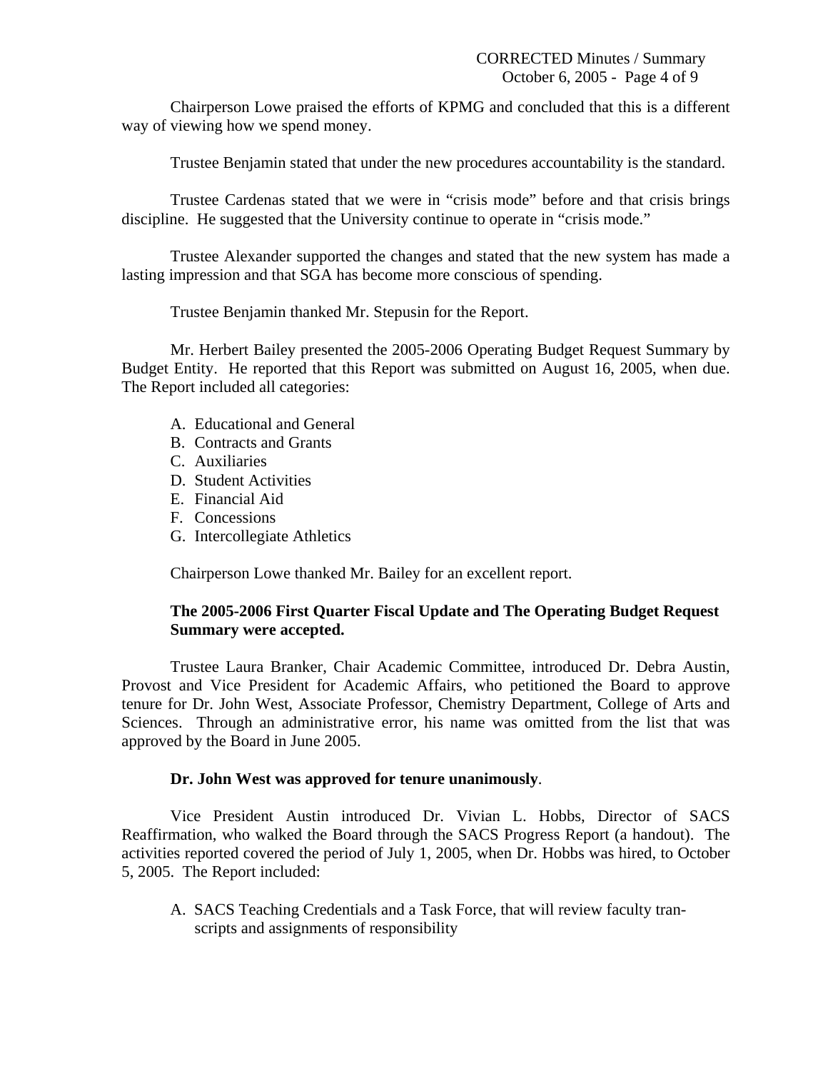Chairperson Lowe praised the efforts of KPMG and concluded that this is a different way of viewing how we spend money.

Trustee Benjamin stated that under the new procedures accountability is the standard.

Trustee Cardenas stated that we were in "crisis mode" before and that crisis brings discipline. He suggested that the University continue to operate in "crisis mode."

Trustee Alexander supported the changes and stated that the new system has made a lasting impression and that SGA has become more conscious of spending.

Trustee Benjamin thanked Mr. Stepusin for the Report.

Mr. Herbert Bailey presented the 2005-2006 Operating Budget Request Summary by Budget Entity. He reported that this Report was submitted on August 16, 2005, when due. The Report included all categories:

A. Educational and General
B. Contracts and Grants
C. Auxiliaries
D. Student Activities
E. Financial Aid
F. Concessions
G. Intercollegiate Athletics

Chairperson Lowe thanked Mr. Bailey for an excellent report.

**The 2005-2006 First Quarter Fiscal Update and The Operating Budget Request Summary were accepted.**

Trustee Laura Branker, Chair Academic Committee, introduced Dr. Debra Austin, Provost and Vice President for Academic Affairs, who petitioned the Board to approve tenure for Dr. John West, Associate Professor, Chemistry Department, College of Arts and Sciences. Through an administrative error, his name was omitted from the list that was approved by the Board in June 2005.

**Dr. John West was approved for tenure unanimously**.

Vice President Austin introduced Dr. Vivian L. Hobbs, Director of SACS Reaffirmation, who walked the Board through the SACS Progress Report (a handout). The activities reported covered the period of July 1, 2005, when Dr. Hobbs was hired, to October 5, 2005. The Report included:

A. SACS Teaching Credentials and a Task Force, that will review faculty transcripts and assignments of responsibility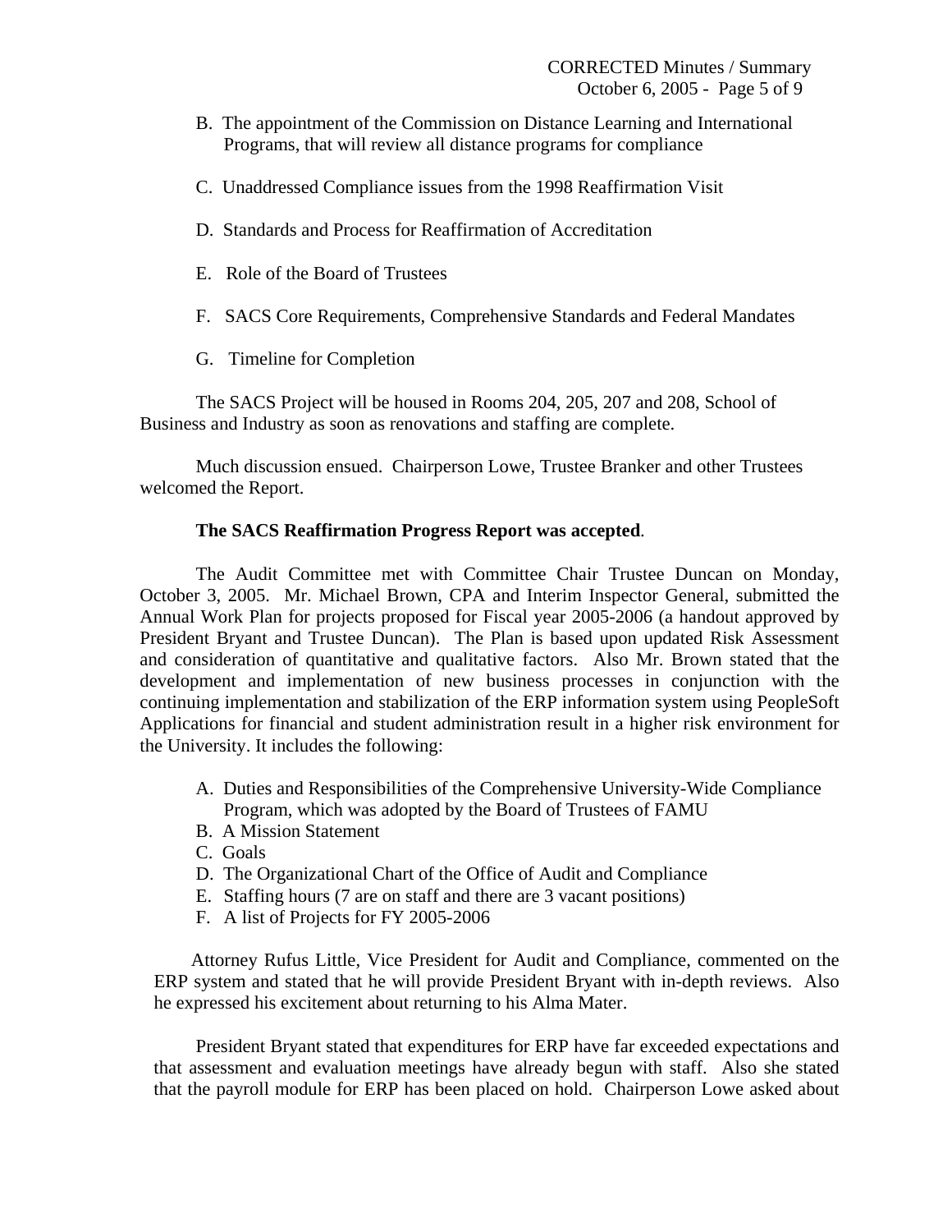B. The appointment of the Commission on Distance Learning and International Programs, that will review all distance programs for compliance

C. Unaddressed Compliance issues from the 1998 Reaffirmation Visit

D. Standards and Process for Reaffirmation of Accreditation

E. Role of the Board of Trustees

F. SACS Core Requirements, Comprehensive Standards and Federal Mandates

G. Timeline for Completion

The SACS Project will be housed in Rooms 204, 205, 207 and 208, School of Business and Industry as soon as renovations and staffing are complete.

Much discussion ensued. Chairperson Lowe, Trustee Branker and other Trustees welcomed the Report.

**The SACS Reaffirmation Progress Report was accepted**.

The Audit Committee met with Committee Chair Trustee Duncan on Monday, October 3, 2005. Mr. Michael Brown, CPA and Interim Inspector General, submitted the Annual Work Plan for projects proposed for Fiscal year 2005-2006 (a handout approved by President Bryant and Trustee Duncan). The Plan is based upon updated Risk Assessment and consideration of quantitative and qualitative factors. Also Mr. Brown stated that the development and implementation of new business processes in conjunction with the continuing implementation and stabilization of the ERP information system using PeopleSoft Applications for financial and student administration result in a higher risk environment for the University. It includes the following:

A. Duties and Responsibilities of the Comprehensive University-Wide Compliance Program, which was adopted by the Board of Trustees of FAMU
B. A Mission Statement
C. Goals
D. The Organizational Chart of the Office of Audit and Compliance
E. Staffing hours (7 are on staff and there are 3 vacant positions)
F. A list of Projects for FY 2005-2006

Attorney Rufus Little, Vice President for Audit and Compliance, commented on the ERP system and stated that he will provide President Bryant with in-depth reviews. Also he expressed his excitement about returning to his Alma Mater.

President Bryant stated that expenditures for ERP have far exceeded expectations and that assessment and evaluation meetings have already begun with staff. Also she stated that the payroll module for ERP has been placed on hold. Chairperson Lowe asked about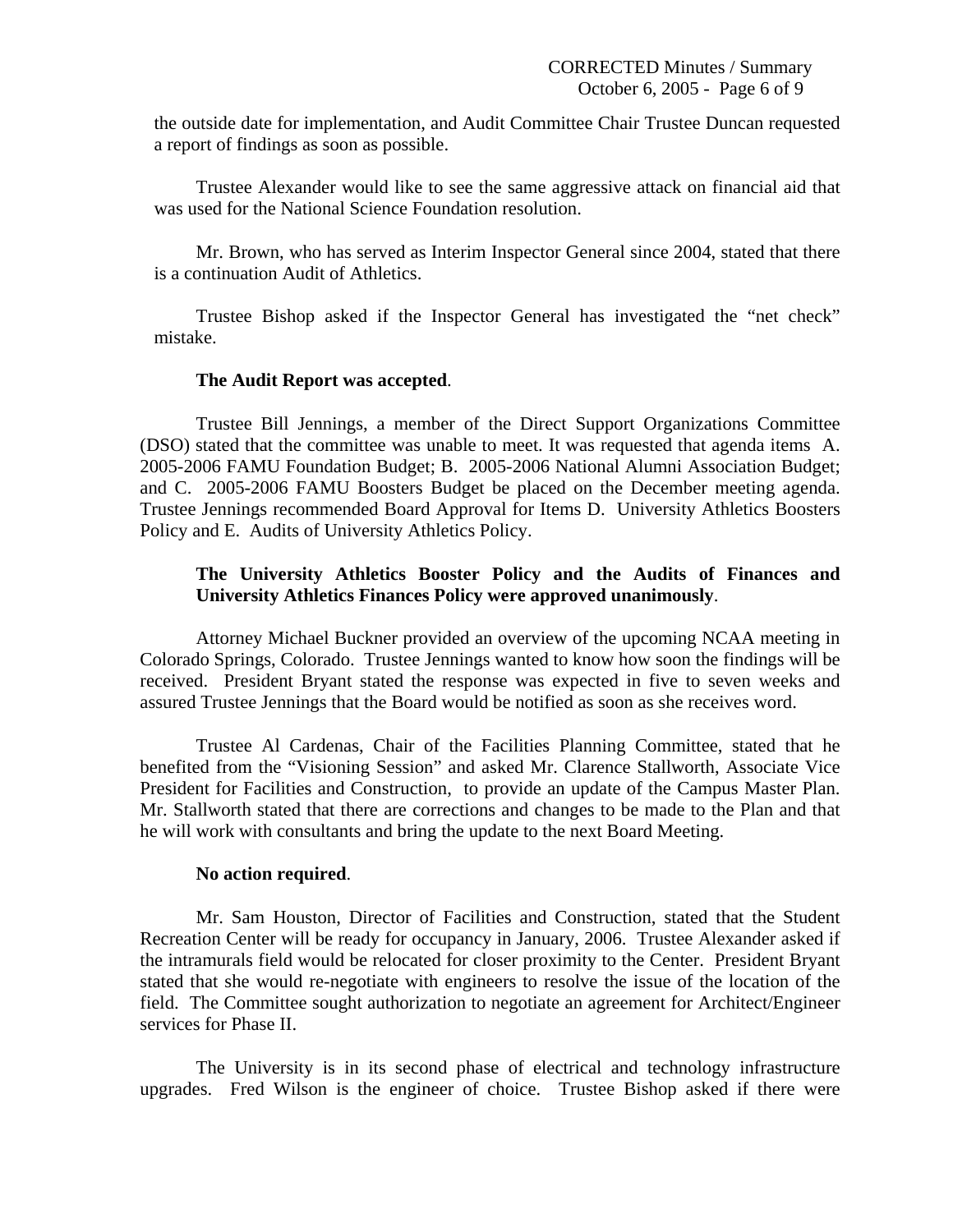the outside date for implementation, and Audit Committee Chair Trustee Duncan requested a report of findings as soon as possible.

Trustee Alexander would like to see the same aggressive attack on financial aid that was used for the National Science Foundation resolution.

Mr. Brown, who has served as Interim Inspector General since 2004, stated that there is a continuation Audit of Athletics.

Trustee Bishop asked if the Inspector General has investigated the "net check" mistake.

**The Audit Report was accepted**.

Trustee Bill Jennings, a member of the Direct Support Organizations Committee (DSO) stated that the committee was unable to meet. It was requested that agenda items A. 2005-2006 FAMU Foundation Budget; B. 2005-2006 National Alumni Association Budget; and C. 2005-2006 FAMU Boosters Budget be placed on the December meeting agenda. Trustee Jennings recommended Board Approval for Items D. University Athletics Boosters Policy and E. Audits of University Athletics Policy.

**The University Athletics Booster Policy and the Audits of Finances and University Athletics Finances Policy were approved unanimously**.

Attorney Michael Buckner provided an overview of the upcoming NCAA meeting in Colorado Springs, Colorado. Trustee Jennings wanted to know how soon the findings will be received. President Bryant stated the response was expected in five to seven weeks and assured Trustee Jennings that the Board would be notified as soon as she receives word.

Trustee Al Cardenas, Chair of the Facilities Planning Committee, stated that he benefited from the "Visioning Session" and asked Mr. Clarence Stallworth, Associate Vice President for Facilities and Construction, to provide an update of the Campus Master Plan. Mr. Stallworth stated that there are corrections and changes to be made to the Plan and that he will work with consultants and bring the update to the next Board Meeting.

**No action required**.

Mr. Sam Houston, Director of Facilities and Construction, stated that the Student Recreation Center will be ready for occupancy in January, 2006. Trustee Alexander asked if the intramurals field would be relocated for closer proximity to the Center. President Bryant stated that she would re-negotiate with engineers to resolve the issue of the location of the field. The Committee sought authorization to negotiate an agreement for Architect/Engineer services for Phase II.

The University is in its second phase of electrical and technology infrastructure upgrades. Fred Wilson is the engineer of choice. Trustee Bishop asked if there were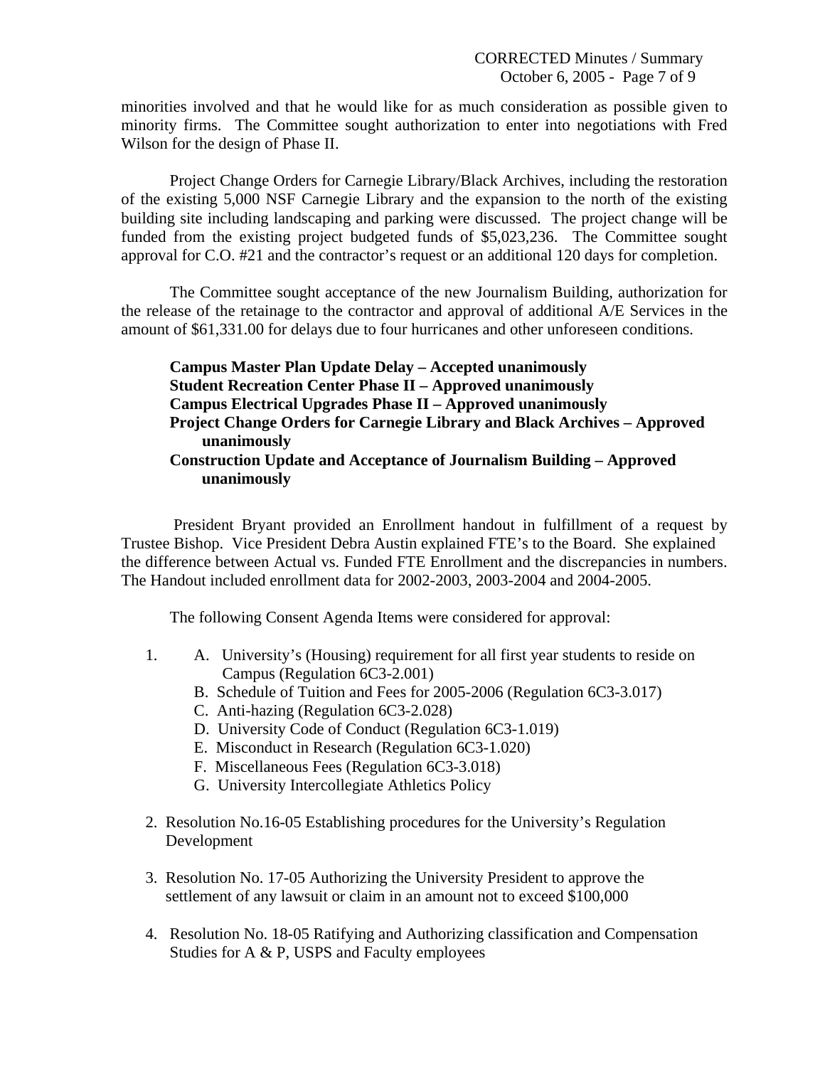minorities involved and that he would like for as much consideration as possible given to minority firms. The Committee sought authorization to enter into negotiations with Fred Wilson for the design of Phase II.

Project Change Orders for Carnegie Library/Black Archives, including the restoration of the existing 5,000 NSF Carnegie Library and the expansion to the north of the existing building site including landscaping and parking were discussed. The project change will be funded from the existing project budgeted funds of $5,023,236. The Committee sought approval for C.O. #21 and the contractor's request or an additional 120 days for completion.

The Committee sought acceptance of the new Journalism Building, authorization for the release of the retainage to the contractor and approval of additional A/E Services in the amount of $61,331.00 for delays due to four hurricanes and other unforeseen conditions.

**Campus Master Plan Update Delay – Accepted unanimously**
**Student Recreation Center Phase II – Approved unanimously**
**Campus Electrical Upgrades Phase II – Approved unanimously**
**Project Change Orders for Carnegie Library and Black Archives – Approved unanimously**
**Construction Update and Acceptance of Journalism Building – Approved unanimously**

President Bryant provided an Enrollment handout in fulfillment of a request by Trustee Bishop. Vice President Debra Austin explained FTE's to the Board. She explained the difference between Actual vs. Funded FTE Enrollment and the discrepancies in numbers. The Handout included enrollment data for 2002-2003, 2003-2004 and 2004-2005.

The following Consent Agenda Items were considered for approval:

1. A. University's (Housing) requirement for all first year students to reside on Campus (Regulation 6C3-2.001)
   B. Schedule of Tuition and Fees for 2005-2006 (Regulation 6C3-3.017)
   C. Anti-hazing (Regulation 6C3-2.028)
   D. University Code of Conduct (Regulation 6C3-1.019)
   E. Misconduct in Research (Regulation 6C3-1.020)
   F. Miscellaneous Fees (Regulation 6C3-3.018)
   G. University Intercollegiate Athletics Policy

2. Resolution No.16-05 Establishing procedures for the University's Regulation Development

3. Resolution No. 17-05 Authorizing the University President to approve the settlement of any lawsuit or claim in an amount not to exceed $100,000

4. Resolution No. 18-05 Ratifying and Authorizing classification and Compensation Studies for A & P, USPS and Faculty employees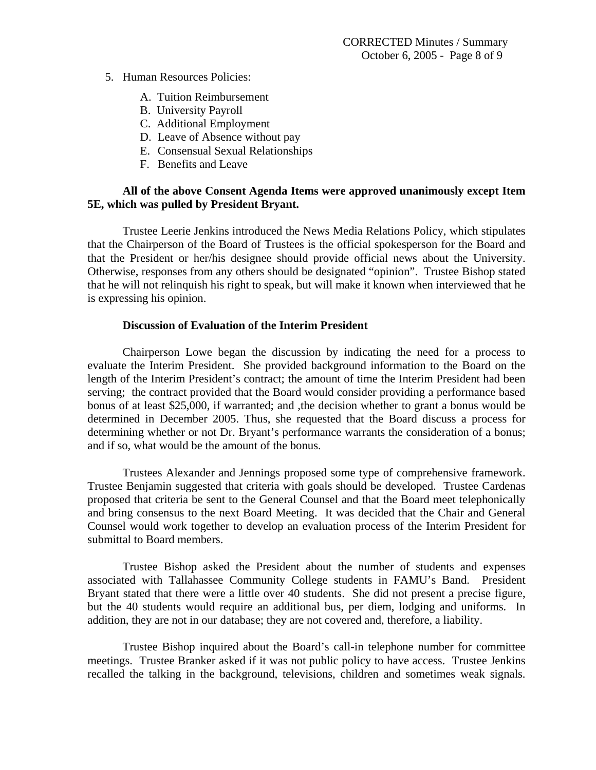5. Human Resources Policies:

   A. Tuition Reimbursement
   B. University Payroll
   C. Additional Employment
   D. Leave of Absence without pay
   E. Consensual Sexual Relationships
   F. Benefits and Leave

**All of the above Consent Agenda Items were approved unanimously except Item 5E, which was pulled by President Bryant.**

Trustee Leerie Jenkins introduced the News Media Relations Policy, which stipulates that the Chairperson of the Board of Trustees is the official spokesperson for the Board and that the President or her/his designee should provide official news about the University. Otherwise, responses from any others should be designated "opinion". Trustee Bishop stated that he will not relinquish his right to speak, but will make it known when interviewed that he is expressing his opinion.

**Discussion of Evaluation of the Interim President**

Chairperson Lowe began the discussion by indicating the need for a process to evaluate the Interim President. She provided background information to the Board on the length of the Interim President's contract; the amount of time the Interim President had been serving; the contract provided that the Board would consider providing a performance based bonus of at least $25,000, if warranted; and ,the decision whether to grant a bonus would be determined in December 2005. Thus, she requested that the Board discuss a process for determining whether or not Dr. Bryant's performance warrants the consideration of a bonus; and if so, what would be the amount of the bonus.

Trustees Alexander and Jennings proposed some type of comprehensive framework. Trustee Benjamin suggested that criteria with goals should be developed. Trustee Cardenas proposed that criteria be sent to the General Counsel and that the Board meet telephonically and bring consensus to the next Board Meeting. It was decided that the Chair and General Counsel would work together to develop an evaluation process of the Interim President for submittal to Board members.

Trustee Bishop asked the President about the number of students and expenses associated with Tallahassee Community College students in FAMU's Band. President Bryant stated that there were a little over 40 students. She did not present a precise figure, but the 40 students would require an additional bus, per diem, lodging and uniforms. In addition, they are not in our database; they are not covered and, therefore, a liability.

Trustee Bishop inquired about the Board's call-in telephone number for committee meetings. Trustee Branker asked if it was not public policy to have access. Trustee Jenkins recalled the talking in the background, televisions, children and sometimes weak signals.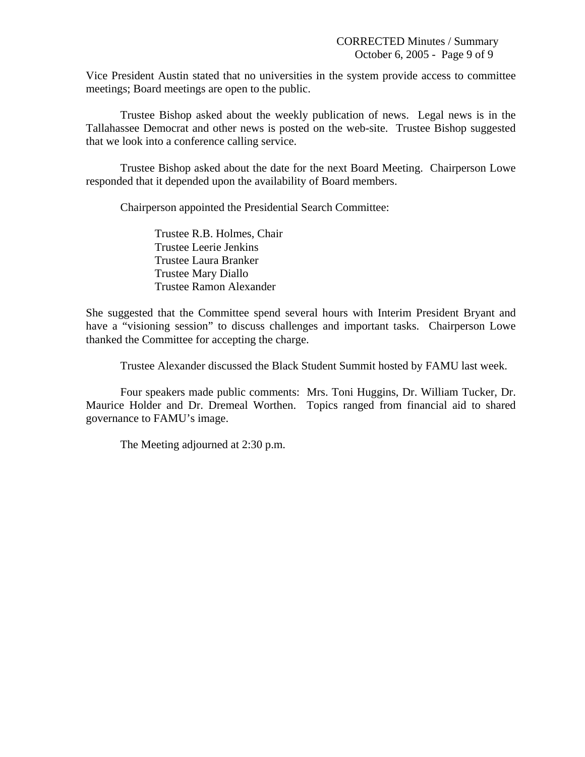Vice President Austin stated that no universities in the system provide access to committee meetings; Board meetings are open to the public.

Trustee Bishop asked about the weekly publication of news. Legal news is in the Tallahassee Democrat and other news is posted on the web-site. Trustee Bishop suggested that we look into a conference calling service.

Trustee Bishop asked about the date for the next Board Meeting. Chairperson Lowe responded that it depended upon the availability of Board members.

Chairperson appointed the Presidential Search Committee:

Trustee R.B. Holmes, Chair
Trustee Leerie Jenkins
Trustee Laura Branker
Trustee Mary Diallo
Trustee Ramon Alexander

She suggested that the Committee spend several hours with Interim President Bryant and have a "visioning session" to discuss challenges and important tasks. Chairperson Lowe thanked the Committee for accepting the charge.

Trustee Alexander discussed the Black Student Summit hosted by FAMU last week.

Four speakers made public comments: Mrs. Toni Huggins, Dr. William Tucker, Dr. Maurice Holder and Dr. Dremeal Worthen. Topics ranged from financial aid to shared governance to FAMU's image.

The Meeting adjourned at 2:30 p.m.